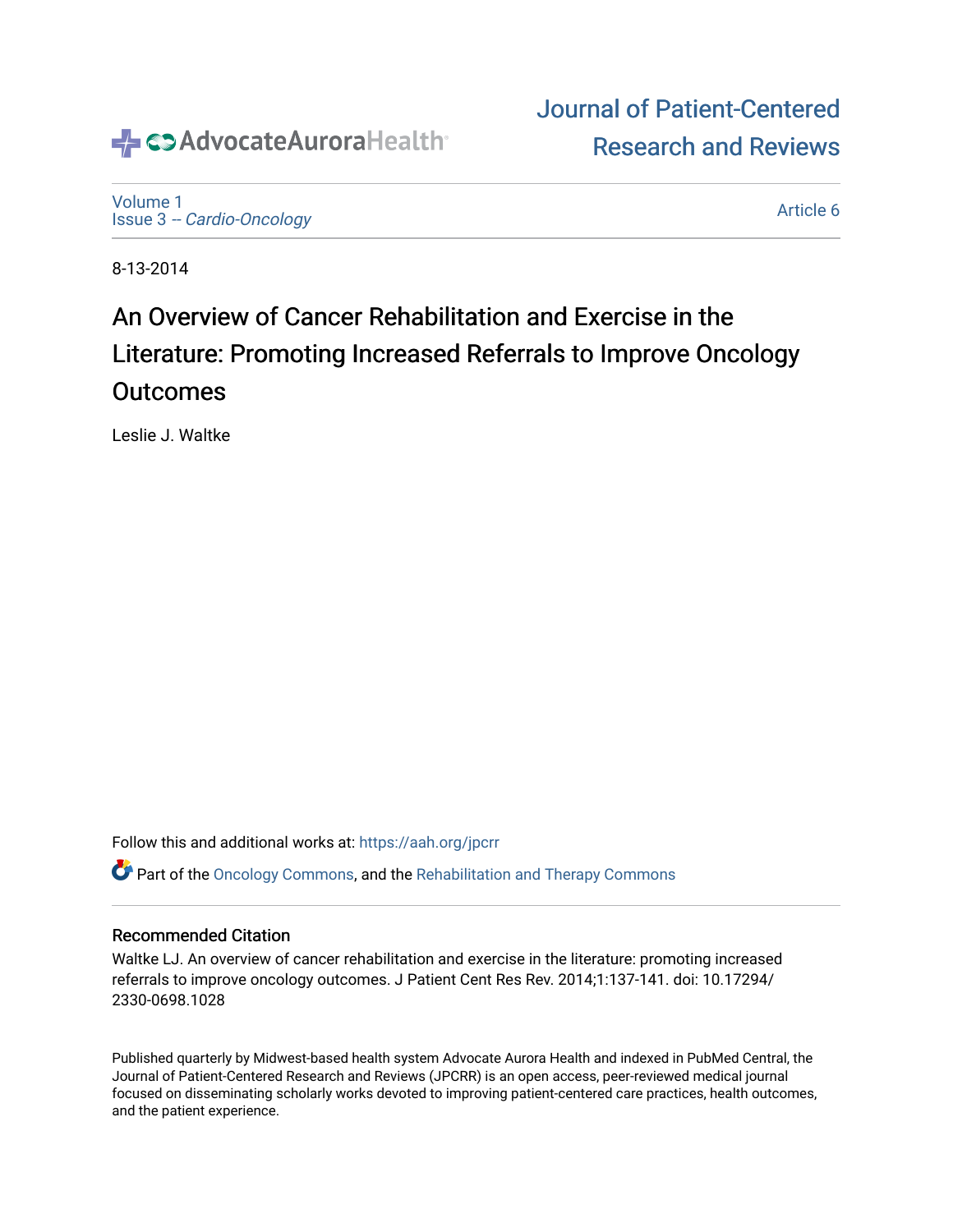Journal of Patient-Centered Research and Reviews

Volume 1
Issue 3 -- *Cardio-Oncology*

Article 6

8-13-2014

# An Overview of Cancer Rehabilitation and Exercise in the Literature: Promoting Increased Referrals to Improve Oncology Outcomes

Leslie J. Waltke

Follow this and additional works at: https://aah.org/jpcrr

Part of the Oncology Commons, and the Rehabilitation and Therapy Commons

## Recommended Citation

Waltke LJ. An overview of cancer rehabilitation and exercise in the literature: promoting increased referrals to improve oncology outcomes. J Patient Cent Res Rev. 2014;1:137-141. doi: 10.17294/2330-0698.1028

Published quarterly by Midwest-based health system Advocate Aurora Health and indexed in PubMed Central, the Journal of Patient-Centered Research and Reviews (JPCRR) is an open access, peer-reviewed medical journal focused on disseminating scholarly works devoted to improving patient-centered care practices, health outcomes, and the patient experience.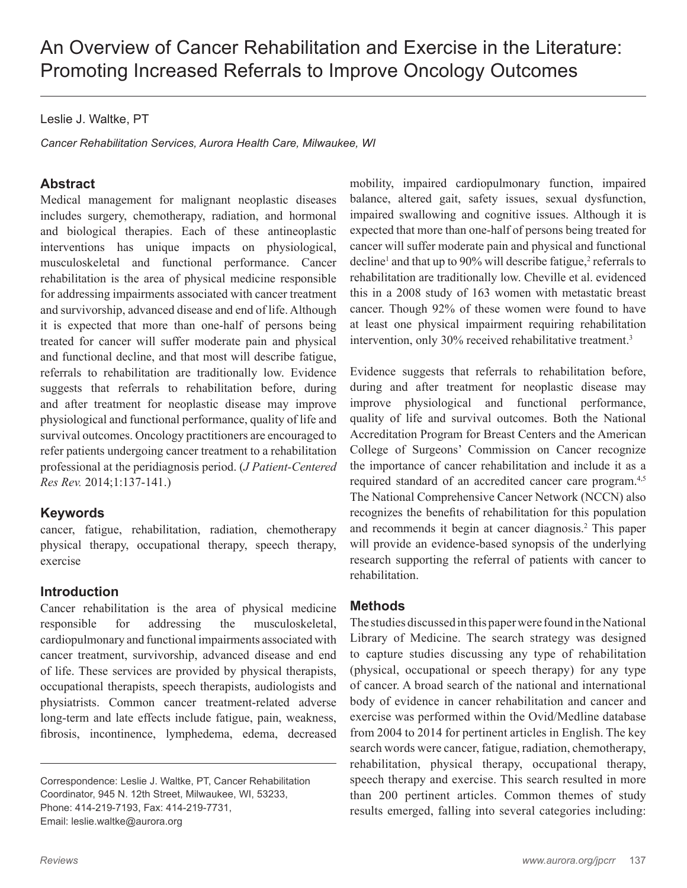# An Overview of Cancer Rehabilitation and Exercise in the Literature: Promoting Increased Referrals to Improve Oncology Outcomes

Leslie J. Waltke, PT

*Cancer Rehabilitation Services, Aurora Health Care, Milwaukee, WI*

## Abstract

Medical management for malignant neoplastic diseases includes surgery, chemotherapy, radiation, and hormonal and biological therapies. Each of these antineoplastic interventions has unique impacts on physiological, musculoskeletal and functional performance. Cancer rehabilitation is the area of physical medicine responsible for addressing impairments associated with cancer treatment and survivorship, advanced disease and end of life. Although it is expected that more than one-half of persons being treated for cancer will suffer moderate pain and physical and functional decline, and that most will describe fatigue, referrals to rehabilitation are traditionally low. Evidence suggests that referrals to rehabilitation before, during and after treatment for neoplastic disease may improve physiological and functional performance, quality of life and survival outcomes. Oncology practitioners are encouraged to refer patients undergoing cancer treatment to a rehabilitation professional at the peridiagnosis period. (*J Patient-Centered Res Rev.* 2014;1:137-141.)

## Keywords

cancer, fatigue, rehabilitation, radiation, chemotherapy physical therapy, occupational therapy, speech therapy, exercise

## Introduction

Cancer rehabilitation is the area of physical medicine responsible for addressing the musculoskeletal, cardiopulmonary and functional impairments associated with cancer treatment, survivorship, advanced disease and end of life. These services are provided by physical therapists, occupational therapists, speech therapists, audiologists and physiatrists. Common cancer treatment-related adverse long-term and late effects include fatigue, pain, weakness, fibrosis, incontinence, lymphedema, edema, decreased mobility, impaired cardiopulmonary function, impaired balance, altered gait, safety issues, sexual dysfunction, impaired swallowing and cognitive issues. Although it is expected that more than one-half of persons being treated for cancer will suffer moderate pain and physical and functional decline[1] and that up to 90% will describe fatigue,[2] referrals to rehabilitation are traditionally low. Cheville et al. evidenced this in a 2008 study of 163 women with metastatic breast cancer. Though 92% of these women were found to have at least one physical impairment requiring rehabilitation intervention, only 30% received rehabilitative treatment.[3]

Evidence suggests that referrals to rehabilitation before, during and after treatment for neoplastic disease may improve physiological and functional performance, quality of life and survival outcomes. Both the National Accreditation Program for Breast Centers and the American College of Surgeons' Commission on Cancer recognize the importance of cancer rehabilitation and include it as a required standard of an accredited cancer care program.[4,5] The National Comprehensive Cancer Network (NCCN) also recognizes the benefits of rehabilitation for this population and recommends it begin at cancer diagnosis.[2] This paper will provide an evidence-based synopsis of the underlying research supporting the referral of patients with cancer to rehabilitation.

## Methods

The studies discussed in this paper were found in the National Library of Medicine. The search strategy was designed to capture studies discussing any type of rehabilitation (physical, occupational or speech therapy) for any type of cancer. A broad search of the national and international body of evidence in cancer rehabilitation and cancer and exercise was performed within the Ovid/Medline database from 2004 to 2014 for pertinent articles in English. The key search words were cancer, fatigue, radiation, chemotherapy, rehabilitation, physical therapy, occupational therapy, speech therapy and exercise. This search resulted in more than 200 pertinent articles. Common themes of study results emerged, falling into several categories including:

Correspondence: Leslie J. Waltke, PT, Cancer Rehabilitation Coordinator, 945 N. 12th Street, Milwaukee, WI, 53233, Phone: 414-219-7193, Fax: 414-219-7731, Email: leslie.waltke@aurora.org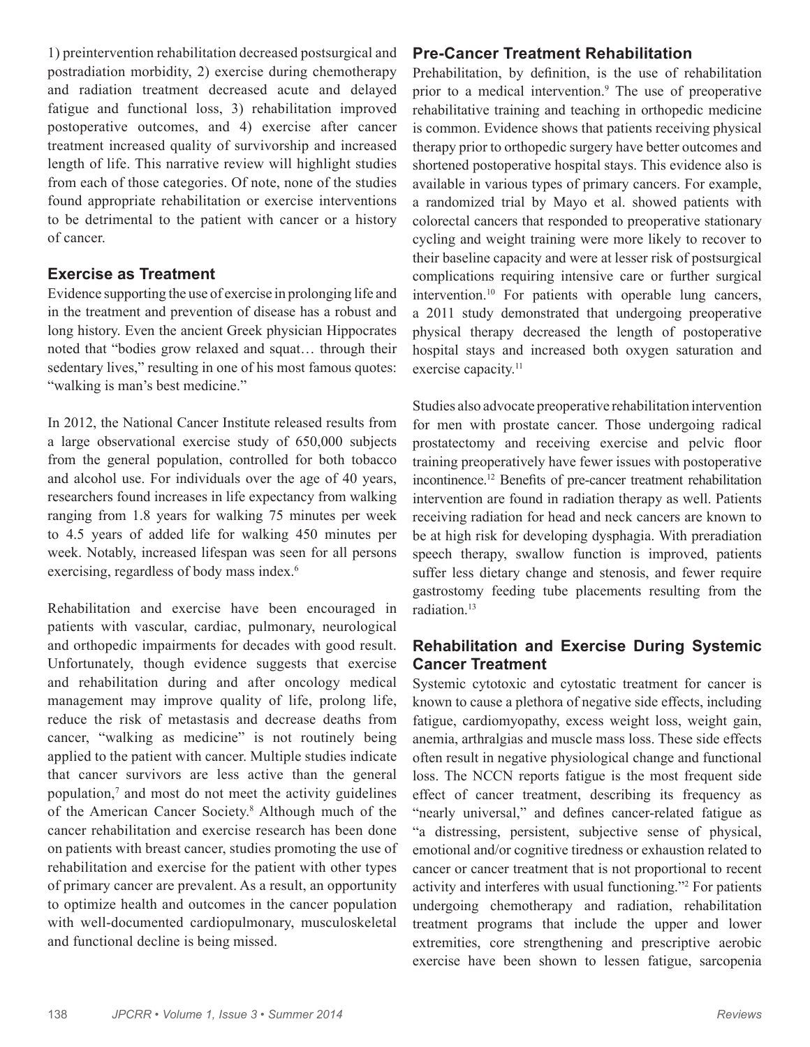1) preintervention rehabilitation decreased postsurgical and postradiation morbidity, 2) exercise during chemotherapy and radiation treatment decreased acute and delayed fatigue and functional loss, 3) rehabilitation improved postoperative outcomes, and 4) exercise after cancer treatment increased quality of survivorship and increased length of life. This narrative review will highlight studies from each of those categories. Of note, none of the studies found appropriate rehabilitation or exercise interventions to be detrimental to the patient with cancer or a history of cancer.

## Exercise as Treatment

Evidence supporting the use of exercise in prolonging life and in the treatment and prevention of disease has a robust and long history. Even the ancient Greek physician Hippocrates noted that "bodies grow relaxed and squat… through their sedentary lives," resulting in one of his most famous quotes: "walking is man's best medicine."

In 2012, the National Cancer Institute released results from a large observational exercise study of 650,000 subjects from the general population, controlled for both tobacco and alcohol use. For individuals over the age of 40 years, researchers found increases in life expectancy from walking ranging from 1.8 years for walking 75 minutes per week to 4.5 years of added life for walking 450 minutes per week. Notably, increased lifespan was seen for all persons exercising, regardless of body mass index.[6]

Rehabilitation and exercise have been encouraged in patients with vascular, cardiac, pulmonary, neurological and orthopedic impairments for decades with good result. Unfortunately, though evidence suggests that exercise and rehabilitation during and after oncology medical management may improve quality of life, prolong life, reduce the risk of metastasis and decrease deaths from cancer, "walking as medicine" is not routinely being applied to the patient with cancer. Multiple studies indicate that cancer survivors are less active than the general population,[7] and most do not meet the activity guidelines of the American Cancer Society.[8] Although much of the cancer rehabilitation and exercise research has been done on patients with breast cancer, studies promoting the use of rehabilitation and exercise for the patient with other types of primary cancer are prevalent. As a result, an opportunity to optimize health and outcomes in the cancer population with well-documented cardiopulmonary, musculoskeletal and functional decline is being missed.

## Pre-Cancer Treatment Rehabilitation

Prehabilitation, by definition, is the use of rehabilitation prior to a medical intervention.[9] The use of preoperative rehabilitative training and teaching in orthopedic medicine is common. Evidence shows that patients receiving physical therapy prior to orthopedic surgery have better outcomes and shortened postoperative hospital stays. This evidence also is available in various types of primary cancers. For example, a randomized trial by Mayo et al. showed patients with colorectal cancers that responded to preoperative stationary cycling and weight training were more likely to recover to their baseline capacity and were at lesser risk of postsurgical complications requiring intensive care or further surgical intervention.[10] For patients with operable lung cancers, a 2011 study demonstrated that undergoing preoperative physical therapy decreased the length of postoperative hospital stays and increased both oxygen saturation and exercise capacity.[11]

Studies also advocate preoperative rehabilitation intervention for men with prostate cancer. Those undergoing radical prostatectomy and receiving exercise and pelvic floor training preoperatively have fewer issues with postoperative incontinence.[12] Benefits of pre-cancer treatment rehabilitation intervention are found in radiation therapy as well. Patients receiving radiation for head and neck cancers are known to be at high risk for developing dysphagia. With preradiation speech therapy, swallow function is improved, patients suffer less dietary change and stenosis, and fewer require gastrostomy feeding tube placements resulting from the radiation.[13]

## Rehabilitation and Exercise During Systemic Cancer Treatment

Systemic cytotoxic and cytostatic treatment for cancer is known to cause a plethora of negative side effects, including fatigue, cardiomyopathy, excess weight loss, weight gain, anemia, arthralgias and muscle mass loss. These side effects often result in negative physiological change and functional loss. The NCCN reports fatigue is the most frequent side effect of cancer treatment, describing its frequency as "nearly universal," and defines cancer-related fatigue as "a distressing, persistent, subjective sense of physical, emotional and/or cognitive tiredness or exhaustion related to cancer or cancer treatment that is not proportional to recent activity and interferes with usual functioning."[2] For patients undergoing chemotherapy and radiation, rehabilitation treatment programs that include the upper and lower extremities, core strengthening and prescriptive aerobic exercise have been shown to lessen fatigue, sarcopenia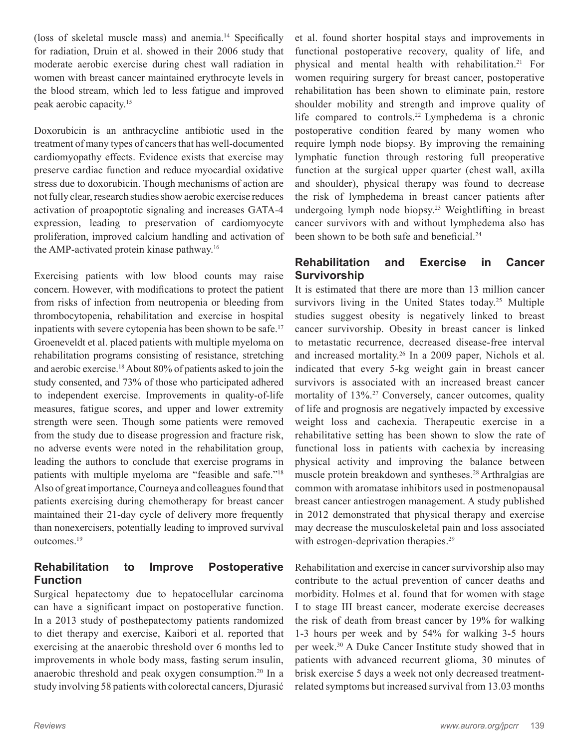(loss of skeletal muscle mass) and anemia.[14] Specifically for radiation, Druin et al. showed in their 2006 study that moderate aerobic exercise during chest wall radiation in women with breast cancer maintained erythrocyte levels in the blood stream, which led to less fatigue and improved peak aerobic capacity.[15]

Doxorubicin is an anthracycline antibiotic used in the treatment of many types of cancers that has well-documented cardiomyopathy effects. Evidence exists that exercise may preserve cardiac function and reduce myocardial oxidative stress due to doxorubicin. Though mechanisms of action are not fully clear, research studies show aerobic exercise reduces activation of proapoptotic signaling and increases GATA-4 expression, leading to preservation of cardiomyocyte proliferation, improved calcium handling and activation of the AMP-activated protein kinase pathway.[16]

Exercising patients with low blood counts may raise concern. However, with modifications to protect the patient from risks of infection from neutropenia or bleeding from thrombocytopenia, rehabilitation and exercise in hospital inpatients with severe cytopenia has been shown to be safe.[17] Groeneveldt et al. placed patients with multiple myeloma on rehabilitation programs consisting of resistance, stretching and aerobic exercise.[18] About 80% of patients asked to join the study consented, and 73% of those who participated adhered to independent exercise. Improvements in quality-of-life measures, fatigue scores, and upper and lower extremity strength were seen. Though some patients were removed from the study due to disease progression and fracture risk, no adverse events were noted in the rehabilitation group, leading the authors to conclude that exercise programs in patients with multiple myeloma are "feasible and safe."[18] Also of great importance, Courneya and colleagues found that patients exercising during chemotherapy for breast cancer maintained their 21-day cycle of delivery more frequently than nonexercisers, potentially leading to improved survival outcomes.[19]

## Rehabilitation to Improve Postoperative Function

Surgical hepatectomy due to hepatocellular carcinoma can have a significant impact on postoperative function. In a 2013 study of posthepatectomy patients randomized to diet therapy and exercise, Kaibori et al. reported that exercising at the anaerobic threshold over 6 months led to improvements in whole body mass, fasting serum insulin, anaerobic threshold and peak oxygen consumption.[20] In a study involving 58 patients with colorectal cancers, Djurasić et al. found shorter hospital stays and improvements in functional postoperative recovery, quality of life, and physical and mental health with rehabilitation.[21] For women requiring surgery for breast cancer, postoperative rehabilitation has been shown to eliminate pain, restore shoulder mobility and strength and improve quality of life compared to controls.[22] Lymphedema is a chronic postoperative condition feared by many women who require lymph node biopsy. By improving the remaining lymphatic function through restoring full preoperative function at the surgical upper quarter (chest wall, axilla and shoulder), physical therapy was found to decrease the risk of lymphedema in breast cancer patients after undergoing lymph node biopsy.[23] Weightlifting in breast cancer survivors with and without lymphedema also has been shown to be both safe and beneficial.[24]

## Rehabilitation and Exercise in Cancer Survivorship

It is estimated that there are more than 13 million cancer survivors living in the United States today.[25] Multiple studies suggest obesity is negatively linked to breast cancer survivorship. Obesity in breast cancer is linked to metastatic recurrence, decreased disease-free interval and increased mortality.[26] In a 2009 paper, Nichols et al. indicated that every 5-kg weight gain in breast cancer survivors is associated with an increased breast cancer mortality of 13%.[27] Conversely, cancer outcomes, quality of life and prognosis are negatively impacted by excessive weight loss and cachexia. Therapeutic exercise in a rehabilitative setting has been shown to slow the rate of functional loss in patients with cachexia by increasing physical activity and improving the balance between muscle protein breakdown and syntheses.[28] Arthralgias are common with aromatase inhibitors used in postmenopausal breast cancer antiestrogen management. A study published in 2012 demonstrated that physical therapy and exercise may decrease the musculoskeletal pain and loss associated with estrogen-deprivation therapies.[29]

Rehabilitation and exercise in cancer survivorship also may contribute to the actual prevention of cancer deaths and morbidity. Holmes et al. found that for women with stage I to stage III breast cancer, moderate exercise decreases the risk of death from breast cancer by 19% for walking 1-3 hours per week and by 54% for walking 3-5 hours per week.[30] A Duke Cancer Institute study showed that in patients with advanced recurrent glioma, 30 minutes of brisk exercise 5 days a week not only decreased treatment-related symptoms but increased survival from 13.03 months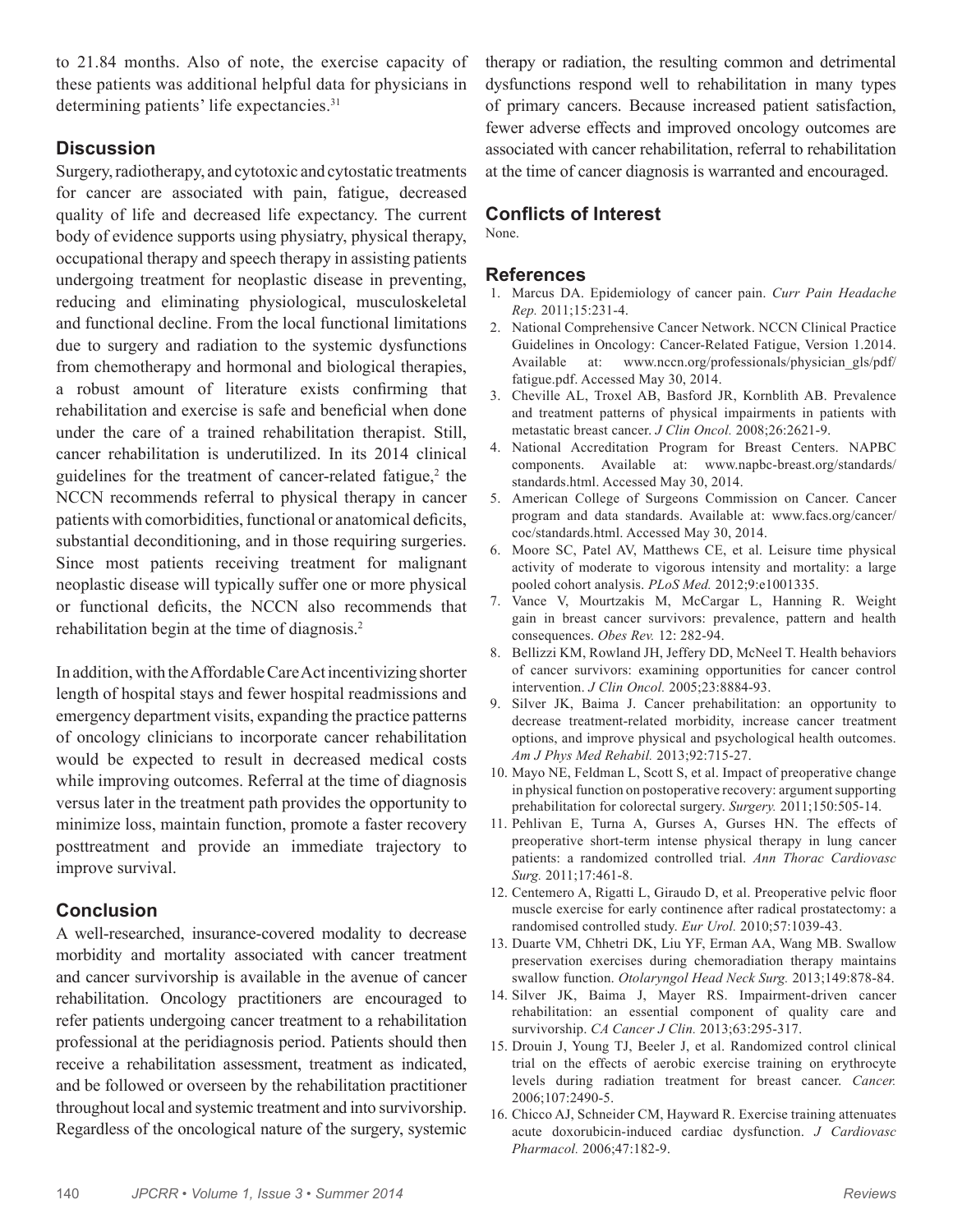to 21.84 months. Also of note, the exercise capacity of these patients was additional helpful data for physicians in determining patients' life expectancies.[31]

## Discussion

Surgery, radiotherapy, and cytotoxic and cytostatic treatments for cancer are associated with pain, fatigue, decreased quality of life and decreased life expectancy. The current body of evidence supports using physiatry, physical therapy, occupational therapy and speech therapy in assisting patients undergoing treatment for neoplastic disease in preventing, reducing and eliminating physiological, musculoskeletal and functional decline. From the local functional limitations due to surgery and radiation to the systemic dysfunctions from chemotherapy and hormonal and biological therapies, a robust amount of literature exists confirming that rehabilitation and exercise is safe and beneficial when done under the care of a trained rehabilitation therapist. Still, cancer rehabilitation is underutilized. In its 2014 clinical guidelines for the treatment of cancer-related fatigue,[2] the NCCN recommends referral to physical therapy in cancer patients with comorbidities, functional or anatomical deficits, substantial deconditioning, and in those requiring surgeries. Since most patients receiving treatment for malignant neoplastic disease will typically suffer one or more physical or functional deficits, the NCCN also recommends that rehabilitation begin at the time of diagnosis.[2]

In addition, with the Affordable Care Act incentivizing shorter length of hospital stays and fewer hospital readmissions and emergency department visits, expanding the practice patterns of oncology clinicians to incorporate cancer rehabilitation would be expected to result in decreased medical costs while improving outcomes. Referral at the time of diagnosis versus later in the treatment path provides the opportunity to minimize loss, maintain function, promote a faster recovery posttreatment and provide an immediate trajectory to improve survival.

## Conclusion

A well-researched, insurance-covered modality to decrease morbidity and mortality associated with cancer treatment and cancer survivorship is available in the avenue of cancer rehabilitation. Oncology practitioners are encouraged to refer patients undergoing cancer treatment to a rehabilitation professional at the peridiagnosis period. Patients should then receive a rehabilitation assessment, treatment as indicated, and be followed or overseen by the rehabilitation practitioner throughout local and systemic treatment and into survivorship. Regardless of the oncological nature of the surgery, systemic therapy or radiation, the resulting common and detrimental dysfunctions respond well to rehabilitation in many types of primary cancers. Because increased patient satisfaction, fewer adverse effects and improved oncology outcomes are associated with cancer rehabilitation, referral to rehabilitation at the time of cancer diagnosis is warranted and encouraged.

## Conflicts of Interest

None.

## References

1. Marcus DA. Epidemiology of cancer pain. *Curr Pain Headache Rep.* 2011;15:231-4.
2. National Comprehensive Cancer Network. NCCN Clinical Practice Guidelines in Oncology: Cancer-Related Fatigue, Version 1.2014. Available at: www.nccn.org/professionals/physician_gls/pdf/fatigue.pdf. Accessed May 30, 2014.
3. Cheville AL, Troxel AB, Basford JR, Kornblith AB. Prevalence and treatment patterns of physical impairments in patients with metastatic breast cancer. *J Clin Oncol.* 2008;26:2621-9.
4. National Accreditation Program for Breast Centers. NAPBC components. Available at: www.napbc-breast.org/standards/standards.html. Accessed May 30, 2014.
5. American College of Surgeons Commission on Cancer. Cancer program and data standards. Available at: www.facs.org/cancer/coc/standards.html. Accessed May 30, 2014.
6. Moore SC, Patel AV, Matthews CE, et al. Leisure time physical activity of moderate to vigorous intensity and mortality: a large pooled cohort analysis. *PLoS Med.* 2012;9:e1001335.
7. Vance V, Mourtzakis M, McCargar L, Hanning R. Weight gain in breast cancer survivors: prevalence, pattern and health consequences. *Obes Rev.* 12: 282-94.
8. Bellizzi KM, Rowland JH, Jeffery DD, McNeel T. Health behaviors of cancer survivors: examining opportunities for cancer control intervention. *J Clin Oncol.* 2005;23:8884-93.
9. Silver JK, Baima J. Cancer prehabilitation: an opportunity to decrease treatment-related morbidity, increase cancer treatment options, and improve physical and psychological health outcomes. *Am J Phys Med Rehabil.* 2013;92:715-27.
10. Mayo NE, Feldman L, Scott S, et al. Impact of preoperative change in physical function on postoperative recovery: argument supporting prehabilitation for colorectal surgery. *Surgery.* 2011;150:505-14.
11. Pehlivan E, Turna A, Gurses A, Gurses HN. The effects of preoperative short-term intense physical therapy in lung cancer patients: a randomized controlled trial. *Ann Thorac Cardiovasc Surg.* 2011;17:461-8.
12. Centemero A, Rigatti L, Giraudo D, et al. Preoperative pelvic floor muscle exercise for early continence after radical prostatectomy: a randomised controlled study. *Eur Urol.* 2010;57:1039-43.
13. Duarte VM, Chhetri DK, Liu YF, Erman AA, Wang MB. Swallow preservation exercises during chemoradiation therapy maintains swallow function. *Otolaryngol Head Neck Surg.* 2013;149:878-84.
14. Silver JK, Baima J, Mayer RS. Impairment-driven cancer rehabilitation: an essential component of quality care and survivorship. *CA Cancer J Clin.* 2013;63:295-317.
15. Drouin J, Young TJ, Beeler J, et al. Randomized control clinical trial on the effects of aerobic exercise training on erythrocyte levels during radiation treatment for breast cancer. *Cancer.* 2006;107:2490-5.
16. Chicco AJ, Schneider CM, Hayward R. Exercise training attenuates acute doxorubicin-induced cardiac dysfunction. *J Cardiovasc Pharmacol.* 2006;47:182-9.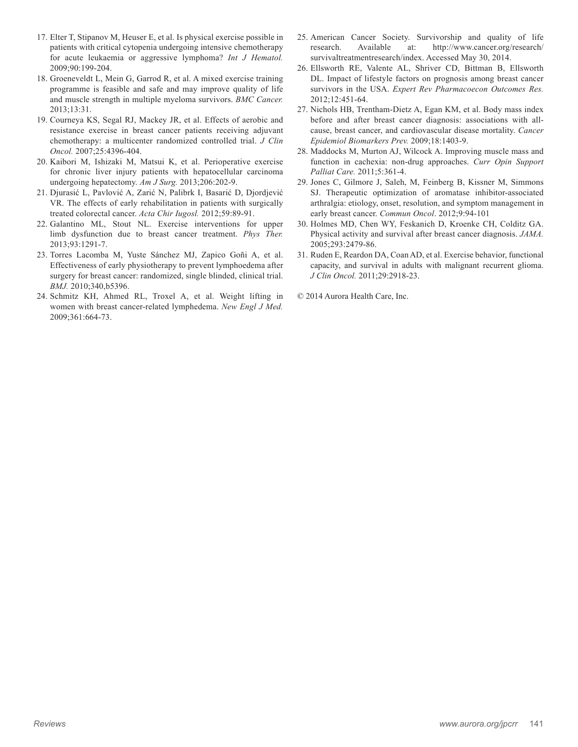17. Elter T, Stipanov M, Heuser E, et al. Is physical exercise possible in patients with critical cytopenia undergoing intensive chemotherapy for acute leukaemia or aggressive lymphoma? *Int J Hematol.* 2009;90:199-204.
18. Groeneveldt L, Mein G, Garrod R, et al. A mixed exercise training programme is feasible and safe and may improve quality of life and muscle strength in multiple myeloma survivors. *BMC Cancer.* 2013;13:31.
19. Courneya KS, Segal RJ, Mackey JR, et al. Effects of aerobic and resistance exercise in breast cancer patients receiving adjuvant chemotherapy: a multicenter randomized controlled trial. *J Clin Oncol.* 2007;25:4396-404.
20. Kaibori M, Ishizaki M, Matsui K, et al. Perioperative exercise for chronic liver injury patients with hepatocellular carcinoma undergoing hepatectomy. *Am J Surg.* 2013;206:202-9.
21. Djurasić L, Pavlović A, Zarić N, Palibrk I, Basarić D, Djordjević VR. The effects of early rehabilitation in patients with surgically treated colorectal cancer. *Acta Chir Iugosl.* 2012;59:89-91.
22. Galantino ML, Stout NL. Exercise interventions for upper limb dysfunction due to breast cancer treatment. *Phys Ther.* 2013;93:1291-7.
23. Torres Lacomba M, Yuste Sánchez MJ, Zapico Goñi A, et al. Effectiveness of early physiotherapy to prevent lymphoedema after surgery for breast cancer: randomized, single blinded, clinical trial. *BMJ.* 2010;340,b5396.
24. Schmitz KH, Ahmed RL, Troxel A, et al. Weight lifting in women with breast cancer-related lymphedema. *New Engl J Med.* 2009;361:664-73.
25. American Cancer Society. Survivorship and quality of life research. Available at: http://www.cancer.org/research/survivaltreatmentresearch/index. Accessed May 30, 2014.
26. Ellsworth RE, Valente AL, Shriver CD, Bittman B, Ellsworth DL. Impact of lifestyle factors on prognosis among breast cancer survivors in the USA. *Expert Rev Pharmacoecon Outcomes Res.* 2012;12:451-64.
27. Nichols HB, Trentham-Dietz A, Egan KM, et al. Body mass index before and after breast cancer diagnosis: associations with all-cause, breast cancer, and cardiovascular disease mortality. *Cancer Epidemiol Biomarkers Prev.* 2009;18:1403-9.
28. Maddocks M, Murton AJ, Wilcock A. Improving muscle mass and function in cachexia: non-drug approaches. *Curr Opin Support Palliat Care.* 2011;5:361-4.
29. Jones C, Gilmore J, Saleh, M, Feinberg B, Kissner M, Simmons SJ. Therapeutic optimization of aromatase inhibitor-associated arthralgia: etiology, onset, resolution, and symptom management in early breast cancer. *Commun Oncol*. 2012;9:94-101
30. Holmes MD, Chen WY, Feskanich D, Kroenke CH, Colditz GA. Physical activity and survival after breast cancer diagnosis. *JAMA.* 2005;293:2479-86.
31. Ruden E, Reardon DA, Coan AD, et al. Exercise behavior, functional capacity, and survival in adults with malignant recurrent glioma. *J Clin Oncol.* 2011;29:2918-23.

© 2014 Aurora Health Care, Inc.